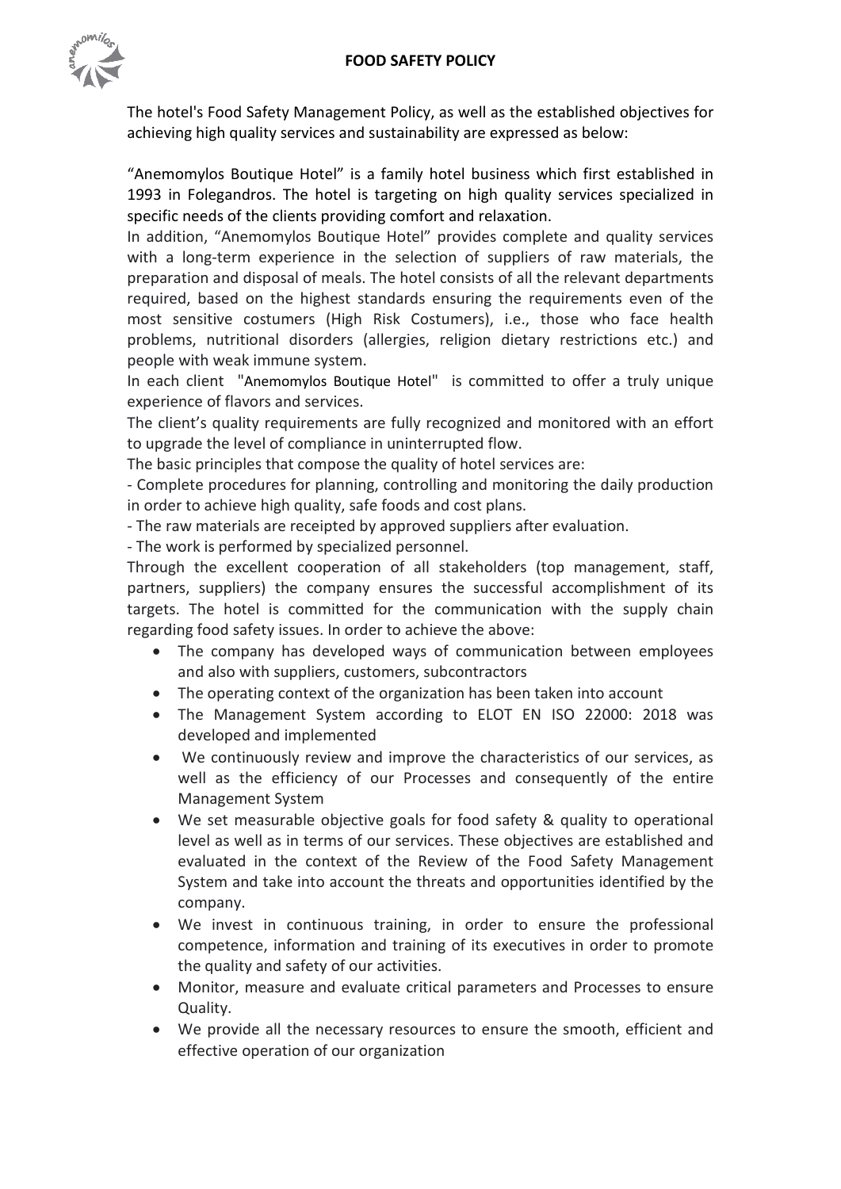# FOOD SAFETY POLICY

The hotel's Food Safety Management Policy, as well as the established objectives for achieving high quality services and sustainability are expressed as below:

"Anemomylos Boutique Hotel" is a family hotel business which first established in 1993 in Folegandros. The hotel is targeting on high quality services specialized in specific needs of the clients providing comfort and relaxation.

In addition, "Anemomylos Boutique Hotel" provides complete and quality services with a long-term experience in the selection of suppliers of raw materials, the preparation and disposal of meals. The hotel consists of all the relevant departments required, based on the highest standards ensuring the requirements even of the most sensitive costumers (High Risk Costumers), i.e., those who face health problems, nutritional disorders (allergies, religion dietary restrictions etc.) and people with weak immune system.

In each client "Anemomylos Boutique Hotel" is committed to offer a truly unique experience of flavors and services.

The client's quality requirements are fully recognized and monitored with an effort to upgrade the level of compliance in uninterrupted flow.

The basic principles that compose the quality of hotel services are:

- Complete procedures for planning, controlling and monitoring the daily production in order to achieve high quality, safe foods and cost plans.
- The raw materials are receipted by approved suppliers after evaluation.
- The work is performed by specialized personnel.

Through the excellent cooperation of all stakeholders (top management, staff, partners, suppliers) the company ensures the successful accomplishment of its targets. The hotel is committed for the communication with the supply chain regarding food safety issues. In order to achieve the above:

- The company has developed ways of communication between employees and also with suppliers, customers, subcontractors
- The operating context of the organization has been taken into account
- The Management System according to ELOT EN ISO 22000: 2018 was developed and implemented
- We continuously review and improve the characteristics of our services, as well as the efficiency of our Processes and consequently of the entire Management System
- We set measurable objective goals for food safety & quality to operational level as well as in terms of our services. These objectives are established and evaluated in the context of the Review of the Food Safety Management System and take into account the threats and opportunities identified by the company.
- We invest in continuous training, in order to ensure the professional competence, information and training of its executives in order to promote the quality and safety of our activities.
- Monitor, measure and evaluate critical parameters and Processes to ensure Quality.
- We provide all the necessary resources to ensure the smooth, efficient and effective operation of our organization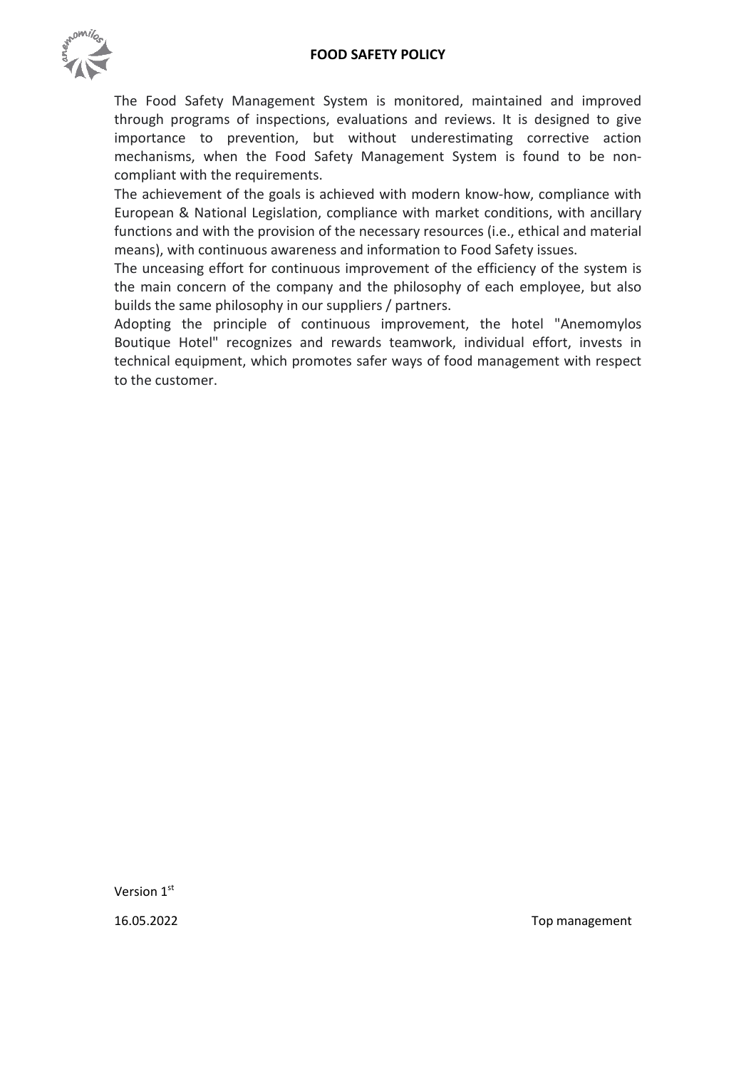The Food Safety Management System is monitored, maintained and improved through programs of inspections, evaluations and reviews. It is designed to give importance to prevention, but without underestimating corrective action mechanisms, when the Food Safety Management System is found to be non-compliant with the requirements.

The achievement of the goals is achieved with modern know-how, compliance with European & National Legislation, compliance with market conditions, with ancillary functions and with the provision of the necessary resources (i.e., ethical and material means), with continuous awareness and information to Food Safety issues.

The unceasing effort for continuous improvement of the efficiency of the system is the main concern of the company and the philosophy of each employee, but also builds the same philosophy in our suppliers / partners.

Adopting the principle of continuous improvement, the hotel "Anemomylos Boutique Hotel" recognizes and rewards teamwork, individual effort, invests in technical equipment, which promotes safer ways of food management with respect to the customer.

Version 1st

16.05.2022 Top management